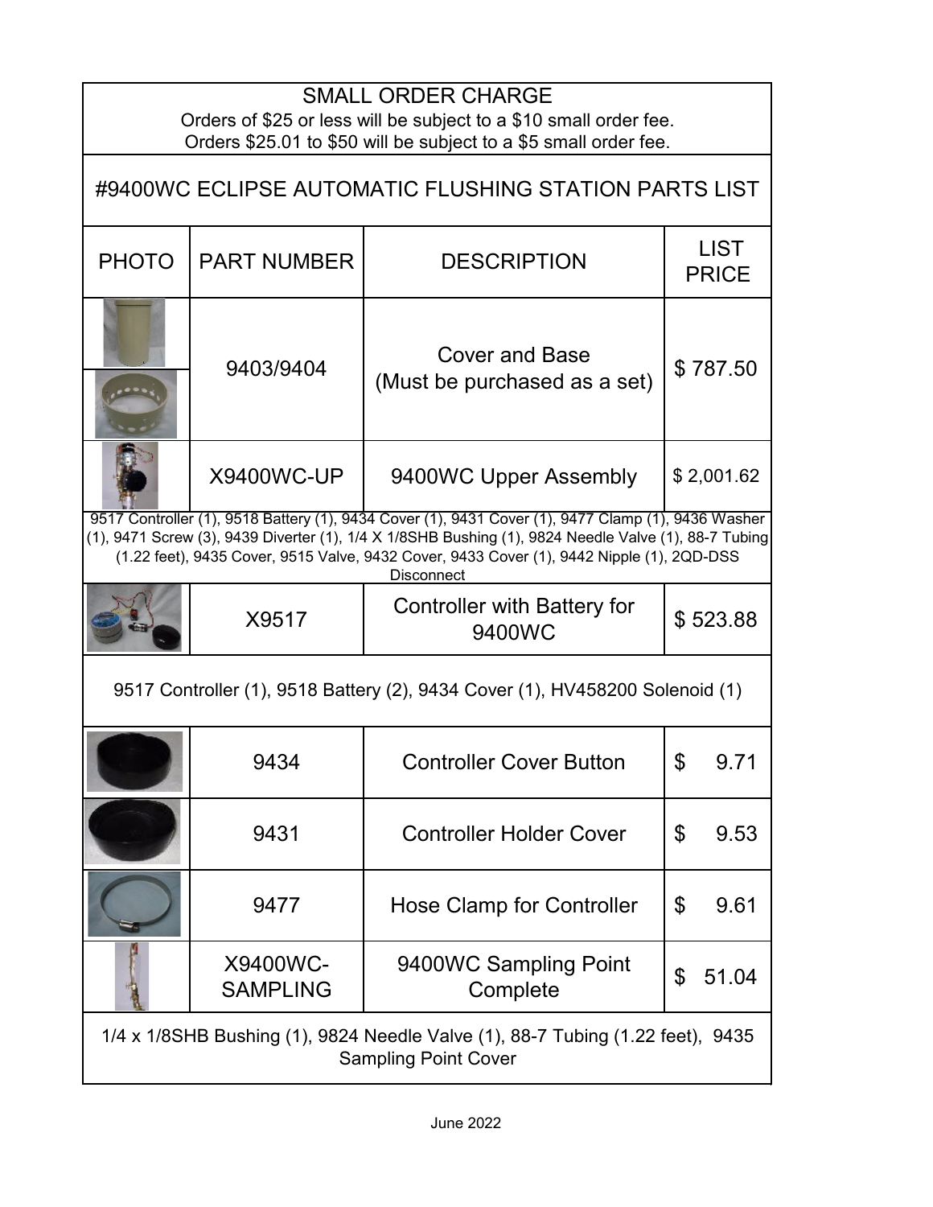**SMALL ORDER CHARGE**

Orders of $25 or less will be subject to a $10 small order fee.
Orders $25.01 to $50 will be subject to a $5 small order fee.

# #9400WC ECLIPSE AUTOMATIC FLUSHING STATION PARTS LIST

| PHOTO | PART NUMBER | DESCRIPTION | LIST PRICE |
| --- | --- | --- | --- |
| | 9403/9404 | Cover and Base (Must be purchased as a set) | $ 787.50 |
| | X9400WC-UP | 9400WC Upper Assembly | $ 2,001.62 |
| 9517 Controller (1), 9518 Battery (1), 9434 Cover (1), 9431 Cover (1), 9477 Clamp (1), 9436 Washer (1), 9471 Screw (3), 9439 Diverter (1), 1/4 X 1/8SHB Bushing (1), 9824 Needle Valve (1), 88-7 Tubing (1.22 feet), 9435 Cover, 9515 Valve, 9432 Cover, 9433 Cover (1), 9442 Nipple (1), 2QD-DSS Disconnect | | | |
| | X9517 | Controller with Battery for 9400WC | $ 523.88 |
| 9517 Controller (1), 9518 Battery (2), 9434 Cover (1), HV458200 Solenoid (1) | | | |
| | 9434 | Controller Cover Button | $ 9.71 |
| | 9431 | Controller Holder Cover | $ 9.53 |
| | 9477 | Hose Clamp for Controller | $ 9.61 |
| | X9400WC-SAMPLING | 9400WC Sampling Point Complete | $ 51.04 |
| 1/4 x 1/8SHB Bushing (1), 9824 Needle Valve (1), 88-7 Tubing (1.22 feet), 9435 Sampling Point Cover | | | |

June 2022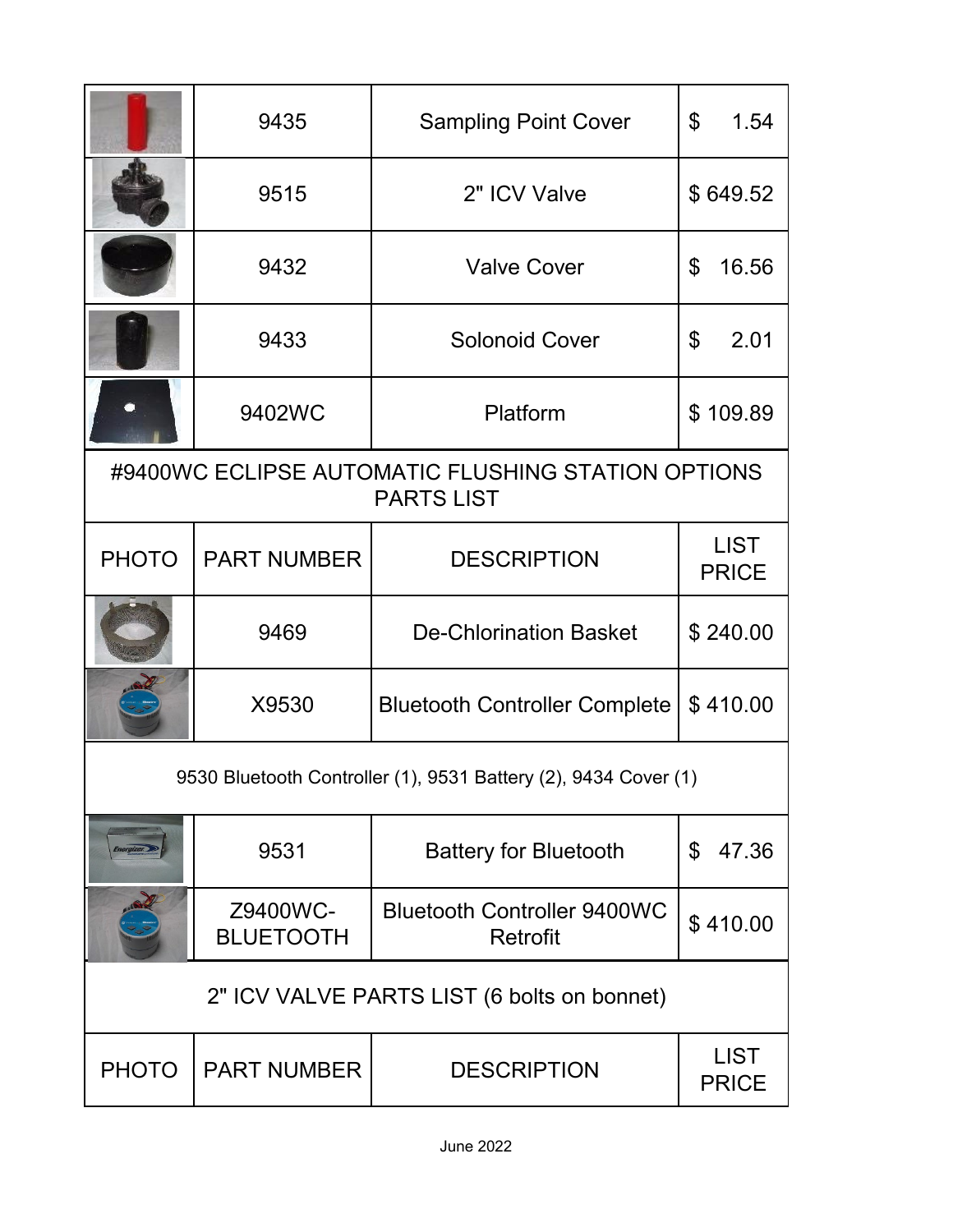| PHOTO | PART NUMBER | DESCRIPTION | LIST PRICE |
|---|---|---|---|
| | 9435 | Sampling Point Cover | $ 1.54 |
| | 9515 | 2" ICV Valve | $ 649.52 |
| | 9432 | Valve Cover | $ 16.56 |
| | 9433 | Solonoid Cover | $ 2.01 |
| | 9402WC | Platform | $ 109.89 |

## #9400WC ECLIPSE AUTOMATIC FLUSHING STATION OPTIONS PARTS LIST

| PHOTO | PART NUMBER | DESCRIPTION | LIST PRICE |
|---|---|---|---|
| | 9469 | De-Chlorination Basket | $ 240.00 |
| | X9530 | Bluetooth Controller Complete | $ 410.00 |
| 9530 Bluetooth Controller (1), 9531 Battery (2), 9434 Cover (1) | | | |
| | 9531 | Battery for Bluetooth | $ 47.36 |
| | Z9400WC-BLUETOOTH | Bluetooth Controller 9400WC Retrofit | $ 410.00 |

## 2" ICV VALVE PARTS LIST (6 bolts on bonnet)

| PHOTO | PART NUMBER | DESCRIPTION | LIST PRICE |
|---|---|---|---|

June 2022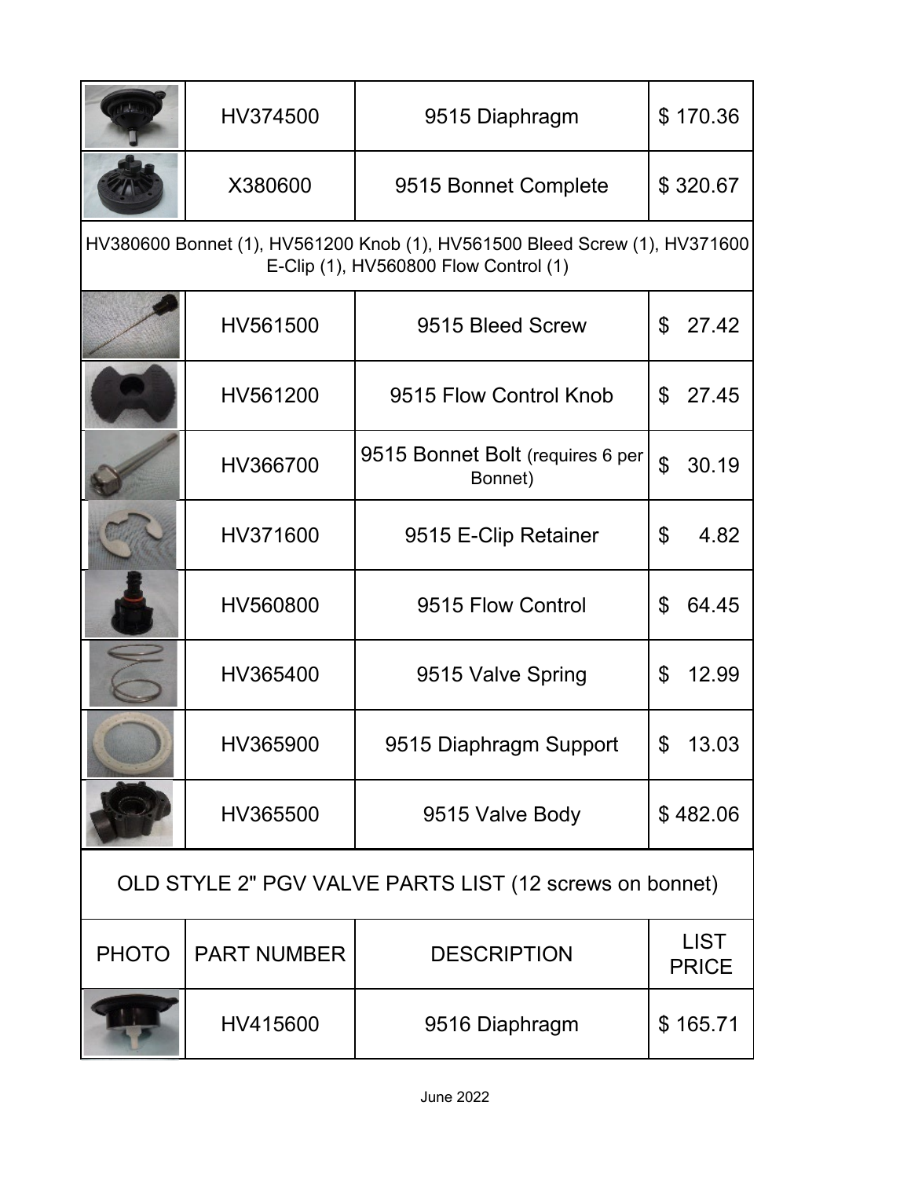| PHOTO | PART NUMBER | DESCRIPTION | LIST PRICE |
|---|---|---|---|
| | HV374500 | 9515 Diaphragm | $ 170.36 |
| | X380600 | 9515 Bonnet Complete | $ 320.67 |
| HV380600 Bonnet (1), HV561200 Knob (1), HV561500 Bleed Screw (1), HV371600 E-Clip (1), HV560800 Flow Control (1) | | | |
| | HV561500 | 9515 Bleed Screw | $ 27.42 |
| | HV561200 | 9515 Flow Control Knob | $ 27.45 |
| | HV366700 | 9515 Bonnet Bolt (requires 6 per Bonnet) | $ 30.19 |
| | HV371600 | 9515 E-Clip Retainer | $ 4.82 |
| | HV560800 | 9515 Flow Control | $ 64.45 |
| | HV365400 | 9515 Valve Spring | $ 12.99 |
| | HV365900 | 9515 Diaphragm Support | $ 13.03 |
| | HV365500 | 9515 Valve Body | $ 482.06 |

OLD STYLE 2" PGV VALVE PARTS LIST (12 screws on bonnet)

| PHOTO | PART NUMBER | DESCRIPTION | LIST PRICE |
|---|---|---|---|
| | HV415600 | 9516 Diaphragm | $ 165.71 |

June 2022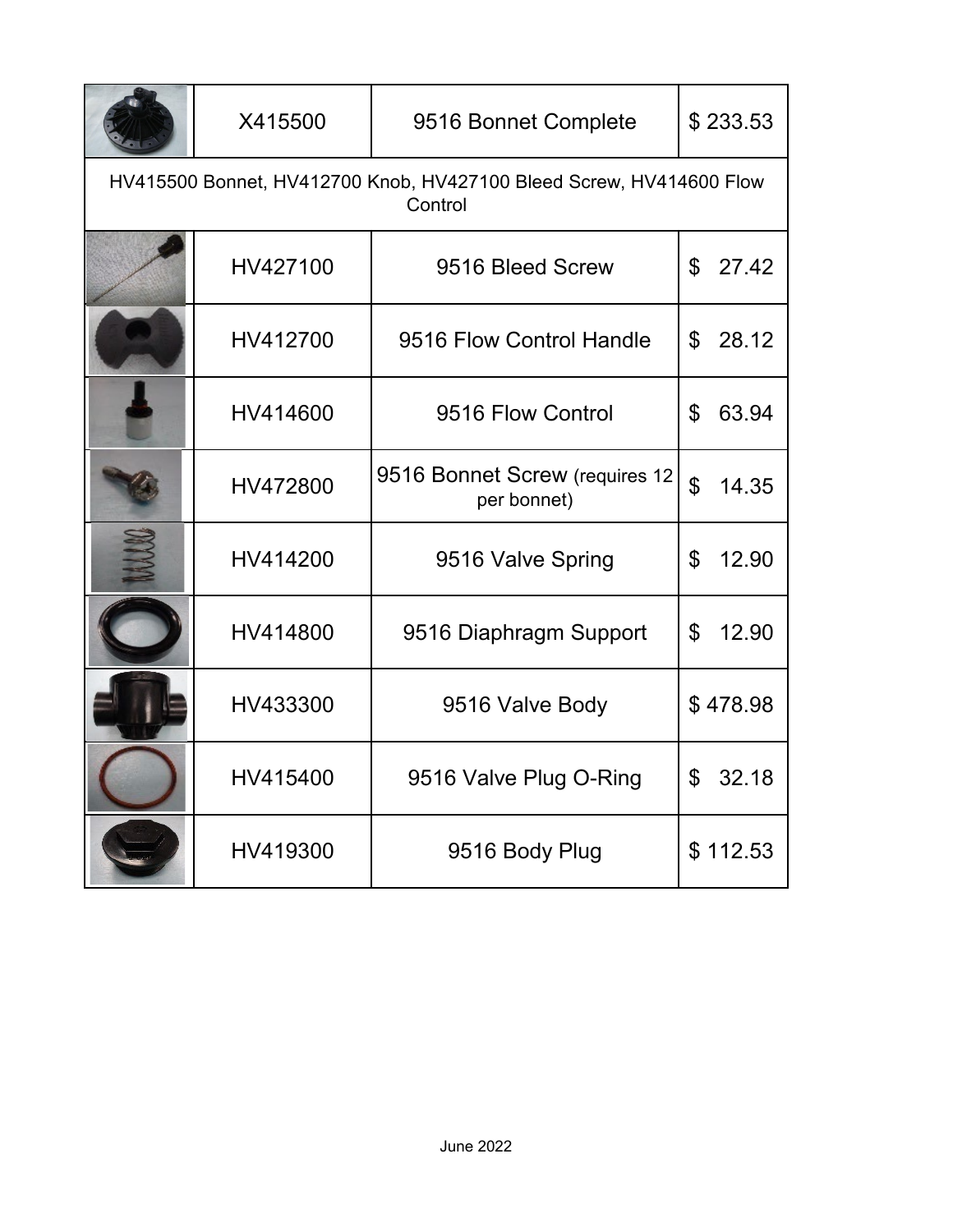| | | | |
|---|---|---|---|
| | X415500 | 9516 Bonnet Complete | $ 233.53 |
| HV415500 Bonnet, HV412700 Knob, HV427100 Bleed Screw, HV414600 Flow Control | | | |
| | HV427100 | 9516 Bleed Screw | $ 27.42 |
| | HV412700 | 9516 Flow Control Handle | $ 28.12 |
| | HV414600 | 9516 Flow Control | $ 63.94 |
| | HV472800 | 9516 Bonnet Screw (requires 12 per bonnet) | $ 14.35 |
| | HV414200 | 9516 Valve Spring | $ 12.90 |
| | HV414800 | 9516 Diaphragm Support | $ 12.90 |
| | HV433300 | 9516 Valve Body | $ 478.98 |
| | HV415400 | 9516 Valve Plug O-Ring | $ 32.18 |
| | HV419300 | 9516 Body Plug | $ 112.53 |

June 2022